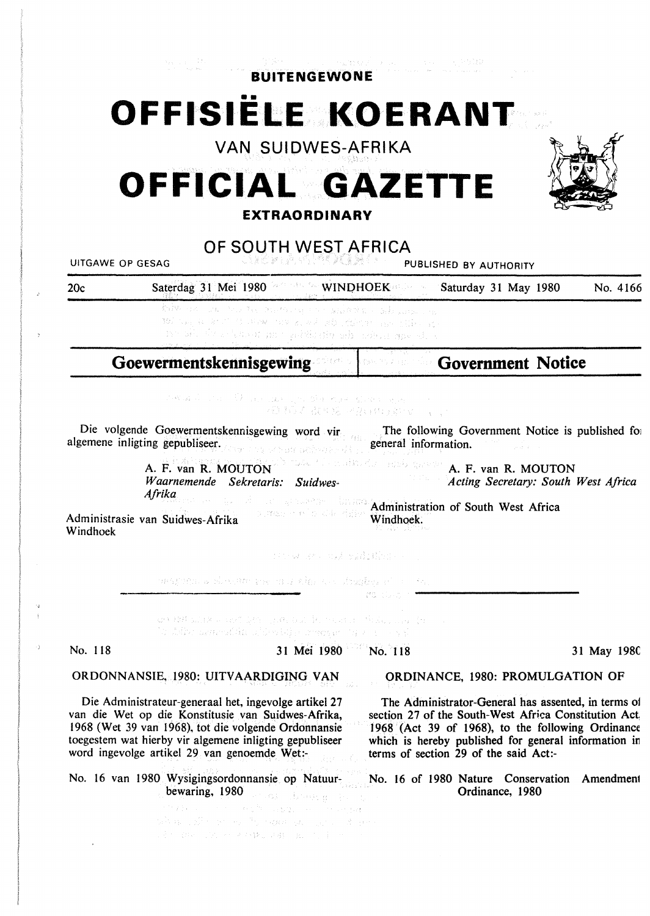**BUITENGEWONE**

# OFFISIËLE KOERANT

VAN SUIDWES-AFRIKA

# OFFICIAL GAZETTE

**EXTRAORDINARY**

OF SOUTH WEST AFRICA

UITGAWE OP GESAG — PUBLISHED BY AUTHORITY

20c — Saterdag 31 Mei 1980 — WINDHOEK — Saturday 31 May 1980 — No. 4166

## Goewermentskennisgewing

Die volgende Goewermentskennisgewing word vir algemene inligting gepubliseer.

A. F. van R. MOUTON
*Waarnemende Sekretaris: Suidwes-Afrika*

Administrasie van Suidwes-Afrika
Windhoek

No. 118 — 31 Mei 1980

ORDONNANSIE, 1980: UITVAARDIGING VAN

Die Administrateur-generaal het, ingevolge artikel 27 van die Wet op die Konstitusie van Suidwes-Afrika, 1968 (Wet 39 van 1968), tot die volgende Ordonnansie toegestem wat hierby vir algemene inligting gepubliseer word ingevolge artikel 29 van genoemde Wet:-

No. 16 van 1980 Wysigingsordonnansie op Natuurbewaring, 1980

## Government Notice

The following Government Notice is published for general information.

A. F. van R. MOUTON
*Acting Secretary: South West Africa*

Administration of South West Africa
Windhoek.

No. 118 — 31 May 1980

ORDINANCE, 1980: PROMULGATION OF

The Administrator-General has assented, in terms of section 27 of the South-West Africa Constitution Act, 1968 (Act 39 of 1968), to the following Ordinance which is hereby published for general information in terms of section 29 of the said Act:-

No. 16 of 1980 Nature Conservation Amendment Ordinance, 1980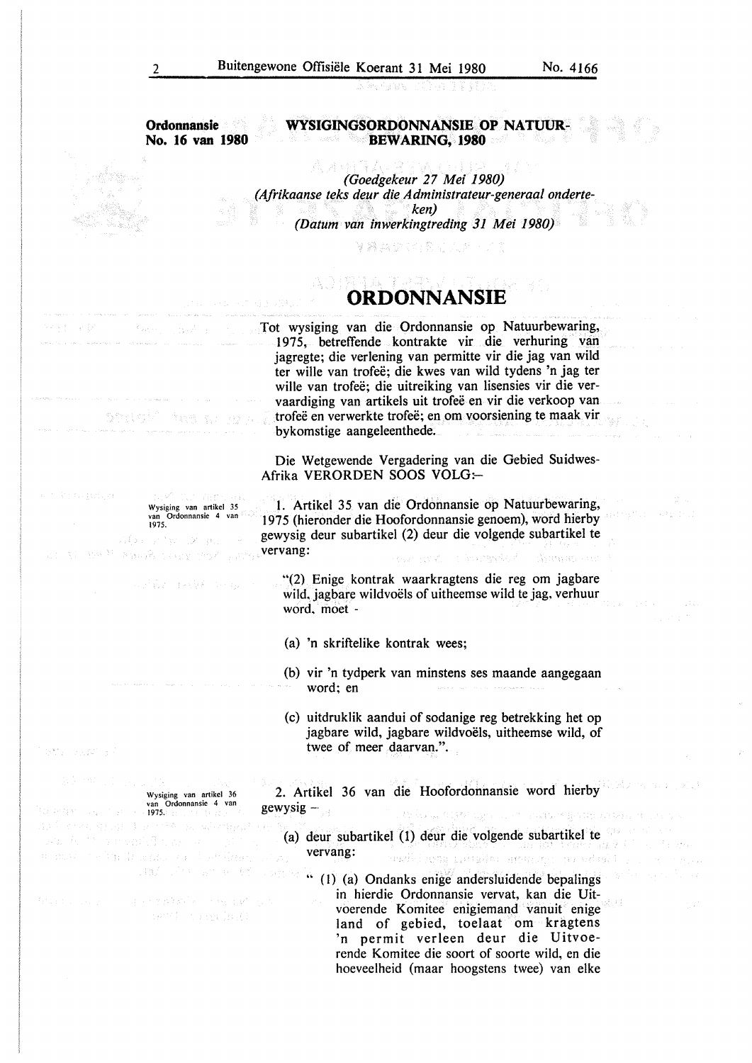**Ordonnansie No. 16 van 1980**

## WYSIGINGSORDONNANSIE OP NATUURBEWARING, 1980

*(Goedgekeur 27 Mei 1980)*
*(Afrikaanse teks deur die Administrateur-generaal onderteken)*
*(Datum van inwerkingtreding 31 Mei 1980)*

# ORDONNANSIE

Tot wysiging van die Ordonnansie op Natuurbewaring, 1975, betreffende kontrakte vir die verhuring van jagregte; die verlening van permitte vir die jag van wild ter wille van trofeë; die kwes van wild tydens 'n jag ter wille van trofeë; die uitreiking van lisensies vir die vervaardiging van artikels uit trofeë en vir die verkoop van trofeë en verwerkte trofeë; en om voorsiening te maak vir bykomstige aangeleenthede.

Die Wetgewende Vergadering van die Gebied Suidwes-Afrika VERORDEN SOOS VOLG:-

*Wysiging van artikel 35 van Ordonnansie 4 van 1975.*

1\. Artikel 35 van die Ordonnansie op Natuurbewaring, 1975 (hieronder die Hoofordonnansie genoem), word hierby gewysig deur subartikel (2) deur die volgende subartikel te vervang:

"(2) Enige kontrak waarkragtens die reg om jagbare wild, jagbare wildvoëls of uitheemse wild te jag, verhuur word, moet -

(a) 'n skriftelike kontrak wees;

(b) vir 'n tydperk van minstens ses maande aangegaan word; en

(c) uitdruklik aandui of sodanige reg betrekking het op jagbare wild, jagbare wildvoëls, uitheemse wild, of twee of meer daarvan.".

*Wysiging van artikel 36 van Ordonnansie 4 van 1975.*

2\. Artikel 36 van die Hoofordonnansie word hierby gewysig -

(a) deur subartikel (1) deur die volgende subartikel te vervang:

" (1) (a) Ondanks enige andersluidende bepalings in hierdie Ordonnansie vervat, kan die Uitvoerende Komitee enigiemand vanuit enige land of gebied, toelaat om kragtens 'n permit verleen deur die Uitvoerende Komitee die soort of soorte wild, en die hoeveelheid (maar hoogstens twee) van elke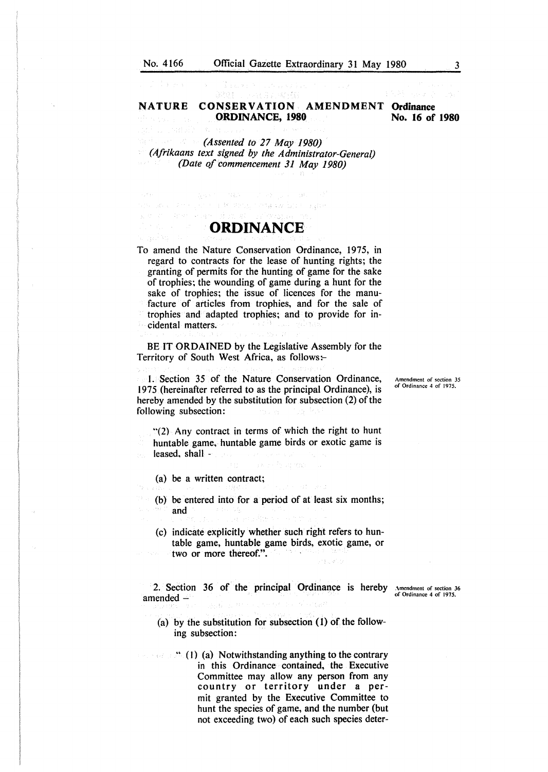# NATURE CONSERVATION AMENDMENT ORDINANCE, 1980

**Ordinance No. 16 of 1980**

*(Assented to 27 May 1980)*
*(Afrikaans text signed by the Administrator-General)*
*(Date of commencement 31 May 1980)*

## ORDINANCE

To amend the Nature Conservation Ordinance, 1975, in regard to contracts for the lease of hunting rights; the granting of permits for the hunting of game for the sake of trophies; the wounding of game during a hunt for the sake of trophies; the issue of licences for the manufacture of articles from trophies, and for the sale of trophies and adapted trophies; and to provide for incidental matters.

BE IT ORDAINED by the Legislative Assembly for the Territory of South West Africa, as follows:-

*Amendment of section 35 of Ordinance 4 of 1975.*

1. Section 35 of the Nature Conservation Ordinance, 1975 (hereinafter referred to as the principal Ordinance), is hereby amended by the substitution for subsection (2) of the following subsection:

"(2) Any contract in terms of which the right to hunt huntable game, huntable game birds or exotic game is leased, shall -

(a) be a written contract;

(b) be entered into for a period of at least six months; and

(c) indicate explicitly whether such right refers to huntable game, huntable game birds, exotic game, or two or more thereof.".

*Amendment of section 36 of Ordinance 4 of 1975.*

2. Section 36 of the principal Ordinance is hereby amended –

(a) by the substitution for subsection (1) of the following subsection:

" (1) (a) Notwithstanding anything to the contrary in this Ordinance contained, the Executive Committee may allow any person from any country or territory under a permit granted by the Executive Committee to hunt the species of game, and the number (but not exceeding two) of each such species deter-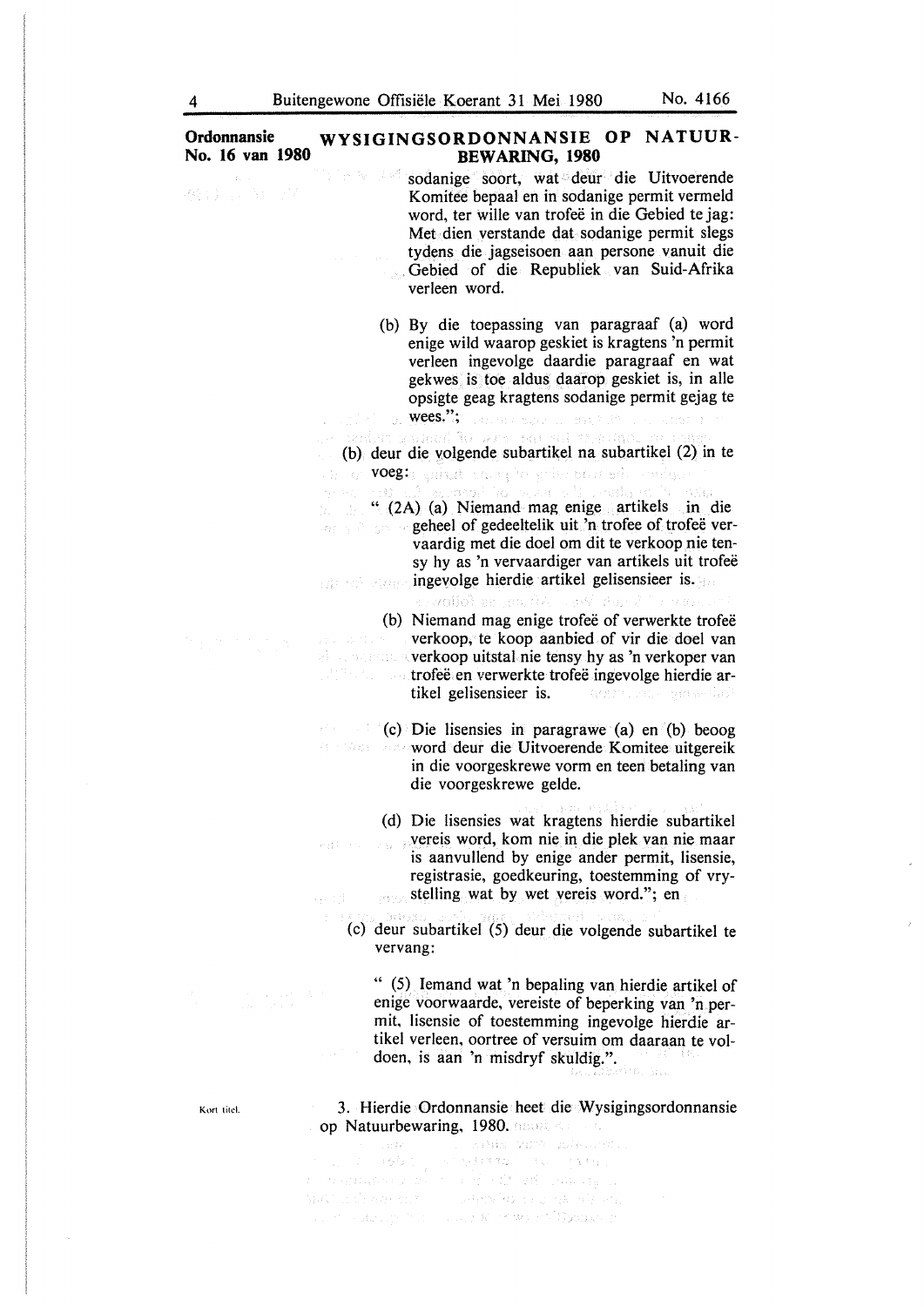**Ordonnansie No. 16 van 1980**

## WYSIGINGSORDONNANSIE OP NATUURBEWARING, 1980

sodanige soort, wat deur die Uitvoerende Komitee bepaal en in sodanige permit vermeld word, ter wille van trofeë in die Gebied te jag: Met dien verstande dat sodanige permit slegs tydens die jagseisoen aan persone vanuit die Gebied of die Republiek van Suid-Afrika verleen word.

(b) By die toepassing van paragraaf (a) word enige wild waarop geskiet is kragtens 'n permit verleen ingevolge daardie paragraaf en wat gekwes is toe aldus daarop geskiet is, in alle opsigte geag kragtens sodanige permit gejag te wees.";

(b) deur die volgende subartikel na subartikel (2) in te voeg:

" (2A) (a) Niemand mag enige artikels in die geheel of gedeeltelik uit 'n trofee of trofeë vervaardig met die doel om dit te verkoop nie tensy hy as 'n vervaardiger van artikels uit trofeë ingevolge hierdie artikel gelisensieer is.

(b) Niemand mag enige trofeë of verwerkte trofeë verkoop, te koop aanbied of vir die doel van verkoop uitstal nie tensy hy as 'n verkoper van trofeë en verwerkte trofeë ingevolge hierdie artikel gelisensieer is.

(c) Die lisensies in paragrawe (a) en (b) beoog word deur die Uitvoerende Komitee uitgereik in die voorgeskrewe vorm en teen betaling van die voorgeskrewe gelde.

(d) Die lisensies wat kragtens hierdie subartikel vereis word, kom nie in die plek van nie maar is aanvullend by enige ander permit, lisensie, registrasie, goedkeuring, toestemming of vrystelling wat by wet vereis word."; en

(c) deur subartikel (5) deur die volgende subartikel te vervang:

" (5) Iemand wat 'n bepaling van hierdie artikel of enige voorwaarde, vereiste of beperking van 'n permit, lisensie of toestemming ingevolge hierdie artikel verleen, oortree of versuim om daaraan te voldoen, is aan 'n misdryf skuldig.".

Kort titel.

3. Hierdie Ordonnansie heet die Wysigingsordonnansie op Natuurbewaring, 1980.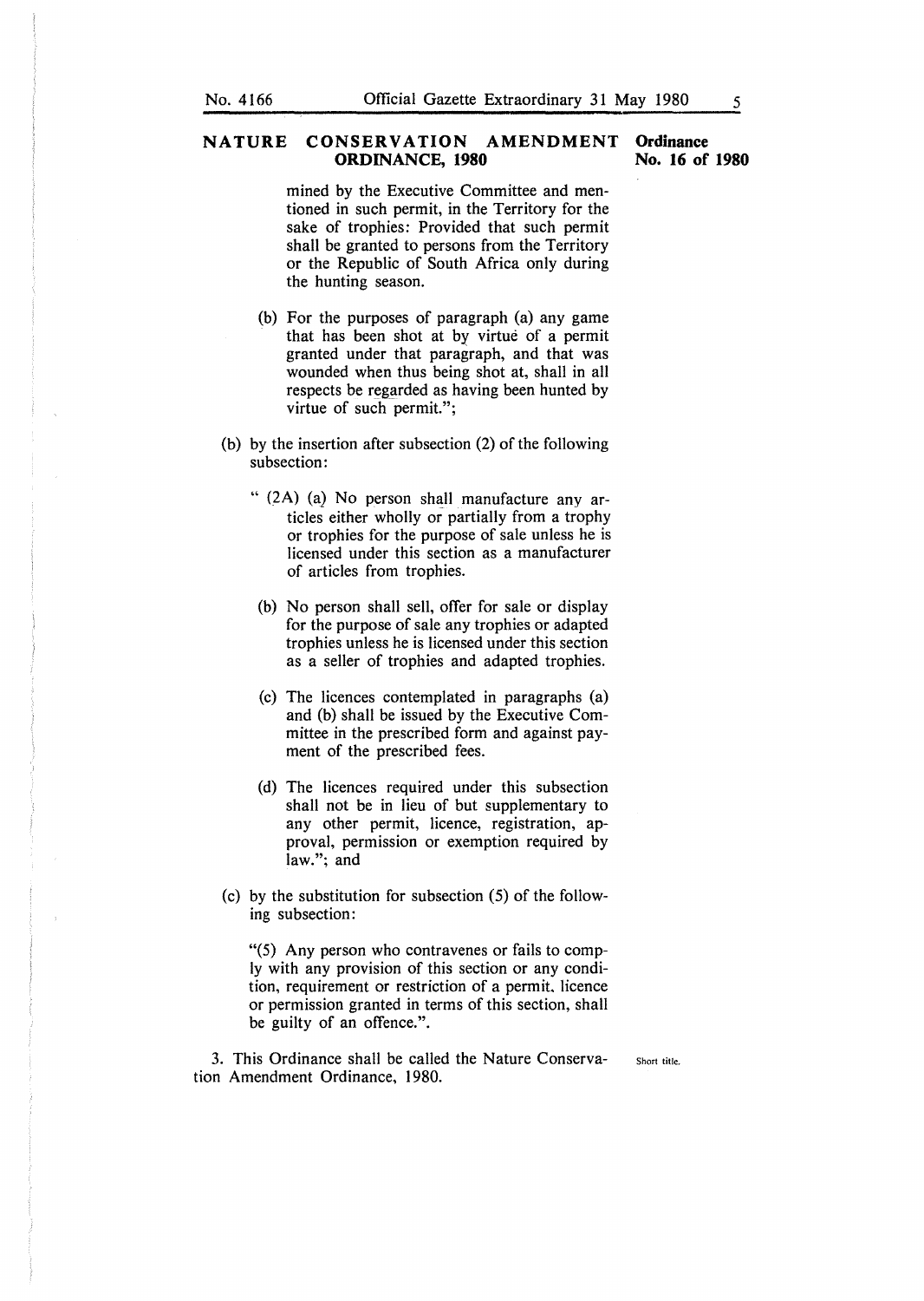mined by the Executive Committee and mentioned in such permit, in the Territory for the sake of trophies: Provided that such permit shall be granted to persons from the Territory or the Republic of South Africa only during the hunting season.

(b) For the purposes of paragraph (a) any game that has been shot at by virtue of a permit granted under that paragraph, and that was wounded when thus being shot at, shall in all respects be regarded as having been hunted by virtue of such permit.";

(b) by the insertion after subsection (2) of the following subsection:

" (2A) (a) No person shall manufacture any articles either wholly or partially from a trophy or trophies for the purpose of sale unless he is licensed under this section as a manufacturer of articles from trophies.

(b) No person shall sell, offer for sale or display for the purpose of sale any trophies or adapted trophies unless he is licensed under this section as a seller of trophies and adapted trophies.

(c) The licences contemplated in paragraphs (a) and (b) shall be issued by the Executive Committee in the prescribed form and against payment of the prescribed fees.

(d) The licences required under this subsection shall not be in lieu of but supplementary to any other permit, licence, registration, approval, permission or exemption required by law."; and

(c) by the substitution for subsection (5) of the following subsection:

"(5) Any person who contravenes or fails to comply with any provision of this section or any condition, requirement or restriction of a permit, licence or permission granted in terms of this section, shall be guilty of an offence.".

Short title.

3. This Ordinance shall be called the Nature Conservation Amendment Ordinance, 1980.